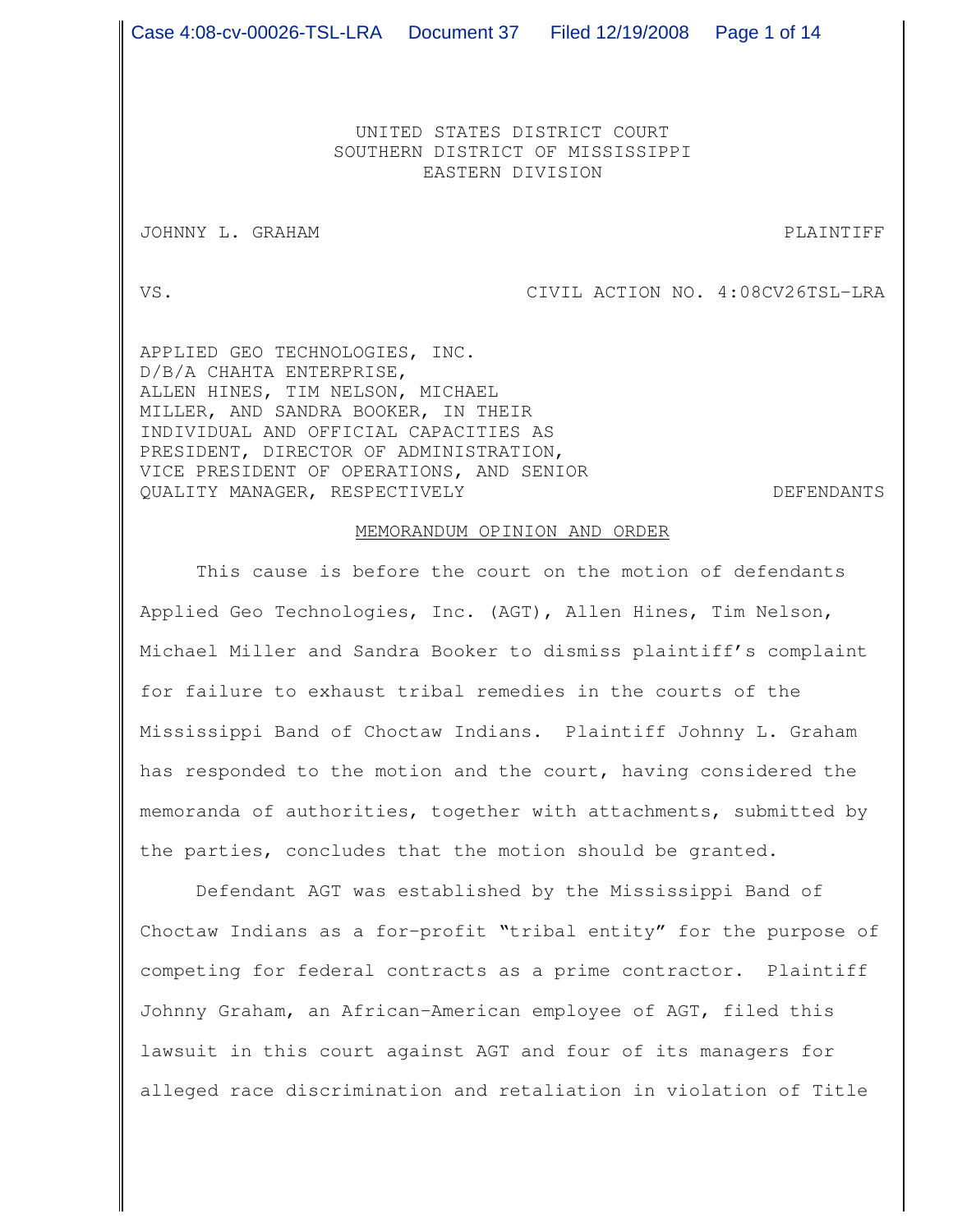UNITED STATES DISTRICT COURT
SOUTHERN DISTRICT OF MISSISSIPPI
EASTERN DIVISION

JOHNNY L. GRAHAM — PLAINTIFF

VS. — CIVIL ACTION NO. 4:08CV26TSL-LRA

APPLIED GEO TECHNOLOGIES, INC. D/B/A CHAHTA ENTERPRISE, ALLEN HINES, TIM NELSON, MICHAEL MILLER, AND SANDRA BOOKER, IN THEIR INDIVIDUAL AND OFFICIAL CAPACITIES AS PRESIDENT, DIRECTOR OF ADMINISTRATION, VICE PRESIDENT OF OPERATIONS, AND SENIOR QUALITY MANAGER, RESPECTIVELY — DEFENDANTS

## MEMORANDUM OPINION AND ORDER

This cause is before the court on the motion of defendants Applied Geo Technologies, Inc. (AGT), Allen Hines, Tim Nelson, Michael Miller and Sandra Booker to dismiss plaintiff's complaint for failure to exhaust tribal remedies in the courts of the Mississippi Band of Choctaw Indians. Plaintiff Johnny L. Graham has responded to the motion and the court, having considered the memoranda of authorities, together with attachments, submitted by the parties, concludes that the motion should be granted.

Defendant AGT was established by the Mississippi Band of Choctaw Indians as a for-profit "tribal entity" for the purpose of competing for federal contracts as a prime contractor. Plaintiff Johnny Graham, an African-American employee of AGT, filed this lawsuit in this court against AGT and four of its managers for alleged race discrimination and retaliation in violation of Title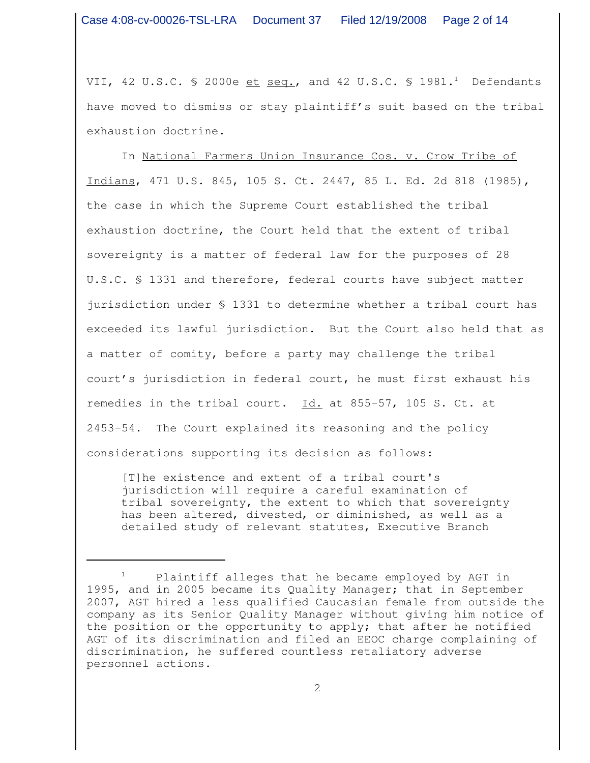VII, 42 U.S.C. § 2000e _et_ _seq._, and 42 U.S.C. § 1981.[1] Defendants have moved to dismiss or stay plaintiff's suit based on the tribal exhaustion doctrine.

In _National Farmers Union Insurance Cos. v. Crow Tribe of Indians_, 471 U.S. 845, 105 S. Ct. 2447, 85 L. Ed. 2d 818 (1985), the case in which the Supreme Court established the tribal exhaustion doctrine, the Court held that the extent of tribal sovereignty is a matter of federal law for the purposes of 28 U.S.C. § 1331 and therefore, federal courts have subject matter jurisdiction under § 1331 to determine whether a tribal court has exceeded its lawful jurisdiction. But the Court also held that as a matter of comity, before a party may challenge the tribal court's jurisdiction in federal court, he must first exhaust his remedies in the tribal court. _Id._ at 855–57, 105 S. Ct. at 2453–54. The Court explained its reasoning and the policy considerations supporting its decision as follows:

> [T]he existence and extent of a tribal court's jurisdiction will require a careful examination of tribal sovereignty, the extent to which that sovereignty has been altered, divested, or diminished, as well as a detailed study of relevant statutes, Executive Branch

---

[1] Plaintiff alleges that he became employed by AGT in 1995, and in 2005 became its Quality Manager; that in September 2007, AGT hired a less qualified Caucasian female from outside the company as its Senior Quality Manager without giving him notice of the position or the opportunity to apply; that after he notified AGT of its discrimination and filed an EEOC charge complaining of discrimination, he suffered countless retaliatory adverse personnel actions.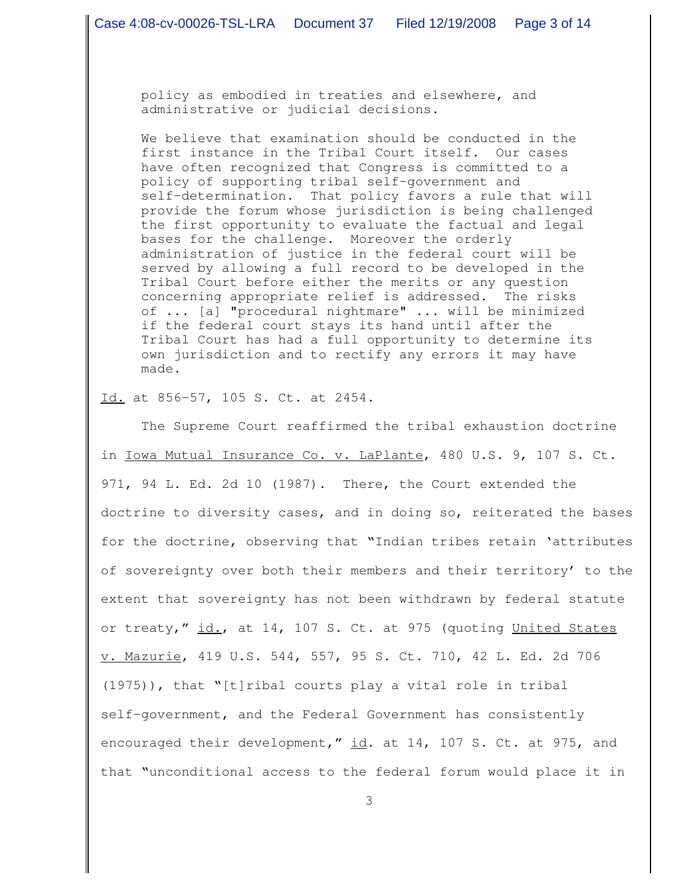> policy as embodied in treaties and elsewhere, and administrative or judicial decisions.
>
> We believe that examination should be conducted in the first instance in the Tribal Court itself. Our cases have often recognized that Congress is committed to a policy of supporting tribal self-government and self-determination. That policy favors a rule that will provide the forum whose jurisdiction is being challenged the first opportunity to evaluate the factual and legal bases for the challenge. Moreover the orderly administration of justice in the federal court will be served by allowing a full record to be developed in the Tribal Court before either the merits or any question concerning appropriate relief is addressed. The risks of ... [a] "procedural nightmare" ... will be minimized if the federal court stays its hand until after the Tribal Court has had a full opportunity to determine its own jurisdiction and to rectify any errors it may have made.

Id. at 856-57, 105 S. Ct. at 2454.

The Supreme Court reaffirmed the tribal exhaustion doctrine in Iowa Mutual Insurance Co. v. LaPlante, 480 U.S. 9, 107 S. Ct. 971, 94 L. Ed. 2d 10 (1987). There, the Court extended the doctrine to diversity cases, and in doing so, reiterated the bases for the doctrine, observing that "Indian tribes retain 'attributes of sovereignty over both their members and their territory' to the extent that sovereignty has not been withdrawn by federal statute or treaty," id., at 14, 107 S. Ct. at 975 (quoting United States v. Mazurie, 419 U.S. 544, 557, 95 S. Ct. 710, 42 L. Ed. 2d 706 (1975)), that "[t]ribal courts play a vital role in tribal self-government, and the Federal Government has consistently encouraged their development," id. at 14, 107 S. Ct. at 975, and that "unconditional access to the federal forum would place it in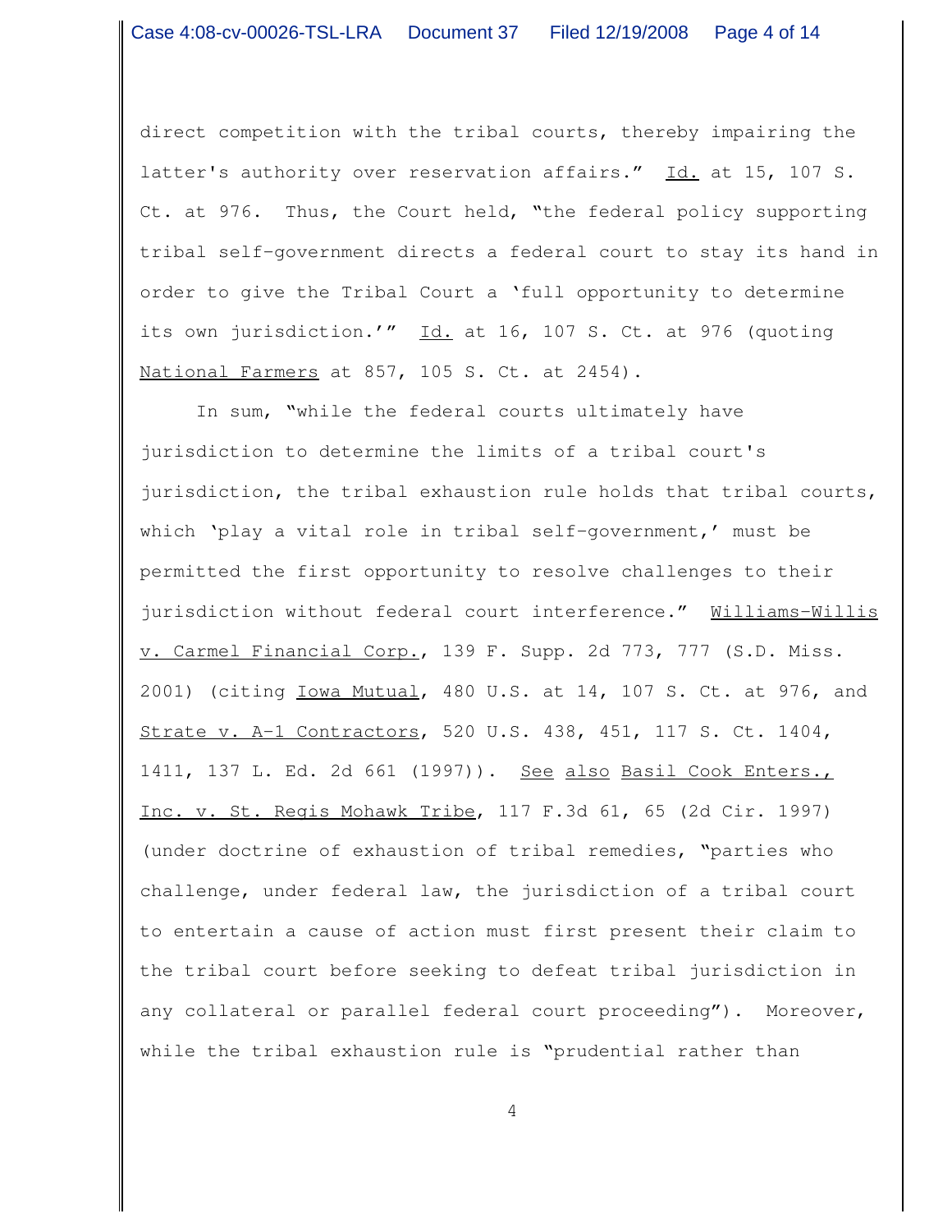direct competition with the tribal courts, thereby impairing the latter's authority over reservation affairs." Id. at 15, 107 S. Ct. at 976. Thus, the Court held, "the federal policy supporting tribal self-government directs a federal court to stay its hand in order to give the Tribal Court a 'full opportunity to determine its own jurisdiction.'" Id. at 16, 107 S. Ct. at 976 (quoting National Farmers at 857, 105 S. Ct. at 2454).

In sum, "while the federal courts ultimately have jurisdiction to determine the limits of a tribal court's jurisdiction, the tribal exhaustion rule holds that tribal courts, which 'play a vital role in tribal self-government,' must be permitted the first opportunity to resolve challenges to their jurisdiction without federal court interference." Williams-Willis v. Carmel Financial Corp., 139 F. Supp. 2d 773, 777 (S.D. Miss. 2001) (citing Iowa Mutual, 480 U.S. at 14, 107 S. Ct. at 976, and Strate v. A-1 Contractors, 520 U.S. 438, 451, 117 S. Ct. 1404, 1411, 137 L. Ed. 2d 661 (1997)). See also Basil Cook Enters., Inc. v. St. Regis Mohawk Tribe, 117 F.3d 61, 65 (2d Cir. 1997) (under doctrine of exhaustion of tribal remedies, "parties who challenge, under federal law, the jurisdiction of a tribal court to entertain a cause of action must first present their claim to the tribal court before seeking to defeat tribal jurisdiction in any collateral or parallel federal court proceeding"). Moreover, while the tribal exhaustion rule is "prudential rather than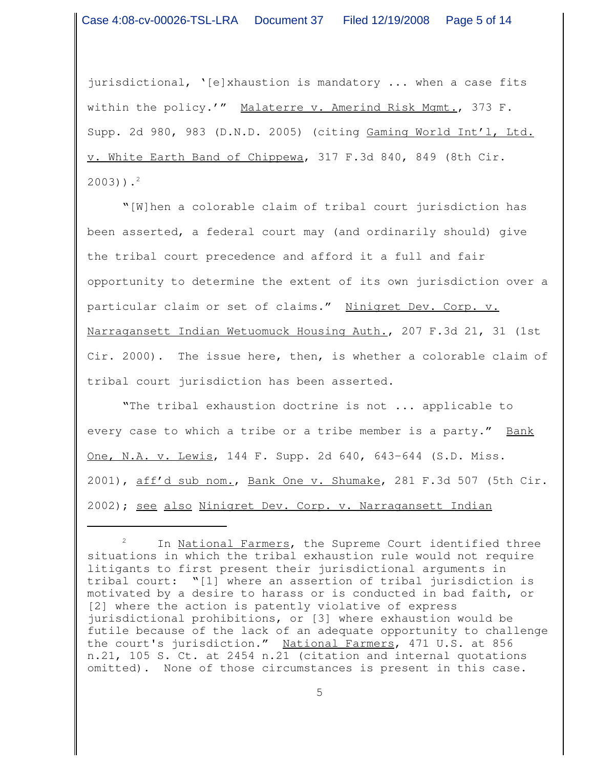jurisdictional, '[e]xhaustion is mandatory ... when a case fits within the policy.'" Malaterre v. Amerind Risk Mgmt., 373 F. Supp. 2d 980, 983 (D.N.D. 2005) (citing Gaming World Int'l, Ltd. v. White Earth Band of Chippewa, 317 F.3d 840, 849 (8th Cir. 2003)).[2]

"[W]hen a colorable claim of tribal court jurisdiction has been asserted, a federal court may (and ordinarily should) give the tribal court precedence and afford it a full and fair opportunity to determine the extent of its own jurisdiction over a particular claim or set of claims." Ninigret Dev. Corp. v. Narragansett Indian Wetuomuck Housing Auth., 207 F.3d 21, 31 (1st Cir. 2000). The issue here, then, is whether a colorable claim of tribal court jurisdiction has been asserted.

"The tribal exhaustion doctrine is not ... applicable to every case to which a tribe or a tribe member is a party." Bank One, N.A. v. Lewis, 144 F. Supp. 2d 640, 643-644 (S.D. Miss. 2001), aff'd sub nom., Bank One v. Shumake, 281 F.3d 507 (5th Cir. 2002); see also Ninigret Dev. Corp. v. Narragansett Indian

---

[2] In National Farmers, the Supreme Court identified three situations in which the tribal exhaustion rule would not require litigants to first present their jurisdictional arguments in tribal court: "[1] where an assertion of tribal jurisdiction is motivated by a desire to harass or is conducted in bad faith, or [2] where the action is patently violative of express jurisdictional prohibitions, or [3] where exhaustion would be futile because of the lack of an adequate opportunity to challenge the court's jurisdiction." National Farmers, 471 U.S. at 856 n.21, 105 S. Ct. at 2454 n.21 (citation and internal quotations omitted). None of those circumstances is present in this case.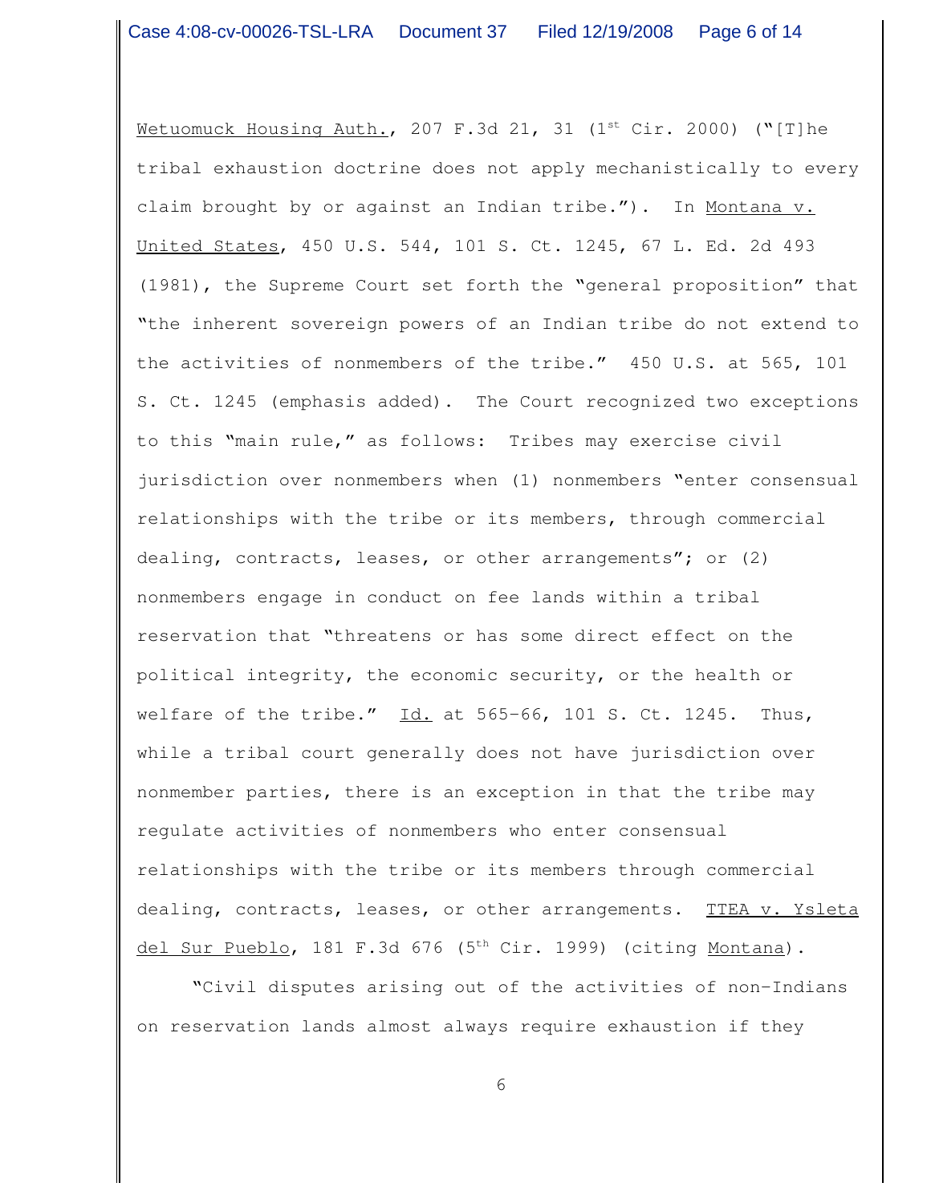Wetuomuck Housing Auth., 207 F.3d 21, 31 (1st Cir. 2000) ("[T]he tribal exhaustion doctrine does not apply mechanistically to every claim brought by or against an Indian tribe."). In Montana v. United States, 450 U.S. 544, 101 S. Ct. 1245, 67 L. Ed. 2d 493 (1981), the Supreme Court set forth the "general proposition" that "the inherent sovereign powers of an Indian tribe do not extend to the activities of nonmembers of the tribe." 450 U.S. at 565, 101 S. Ct. 1245 (emphasis added). The Court recognized two exceptions to this "main rule," as follows: Tribes may exercise civil jurisdiction over nonmembers when (1) nonmembers "enter consensual relationships with the tribe or its members, through commercial dealing, contracts, leases, or other arrangements"; or (2) nonmembers engage in conduct on fee lands within a tribal reservation that "threatens or has some direct effect on the political integrity, the economic security, or the health or welfare of the tribe." Id. at 565–66, 101 S. Ct. 1245. Thus, while a tribal court generally does not have jurisdiction over nonmember parties, there is an exception in that the tribe may regulate activities of nonmembers who enter consensual relationships with the tribe or its members through commercial dealing, contracts, leases, or other arrangements. TTEA v. Ysleta del Sur Pueblo, 181 F.3d 676 (5th Cir. 1999) (citing Montana).

"Civil disputes arising out of the activities of non-Indians on reservation lands almost always require exhaustion if they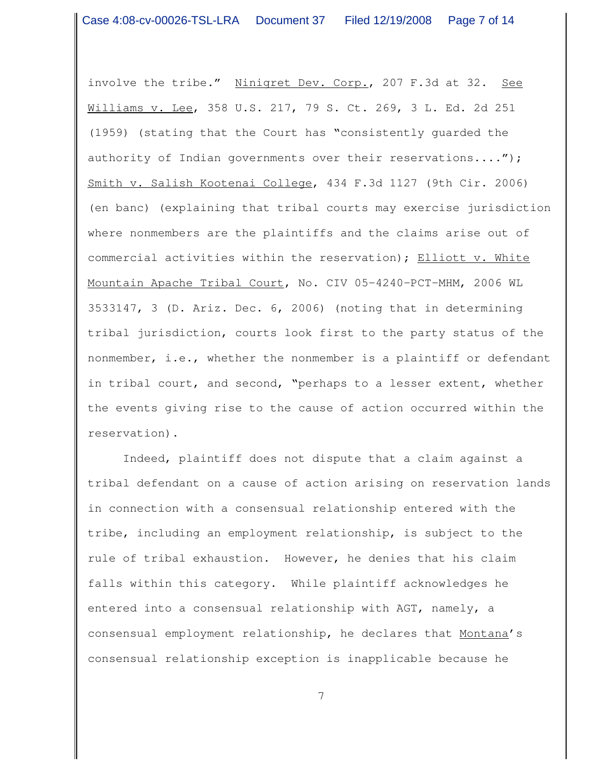involve the tribe." Ninigret Dev. Corp., 207 F.3d at 32. See Williams v. Lee, 358 U.S. 217, 79 S. Ct. 269, 3 L. Ed. 2d 251 (1959) (stating that the Court has "consistently guarded the authority of Indian governments over their reservations...."); Smith v. Salish Kootenai College, 434 F.3d 1127 (9th Cir. 2006) (en banc) (explaining that tribal courts may exercise jurisdiction where nonmembers are the plaintiffs and the claims arise out of commercial activities within the reservation); Elliott v. White Mountain Apache Tribal Court, No. CIV 05-4240-PCT-MHM, 2006 WL 3533147, 3 (D. Ariz. Dec. 6, 2006) (noting that in determining tribal jurisdiction, courts look first to the party status of the nonmember, i.e., whether the nonmember is a plaintiff or defendant in tribal court, and second, "perhaps to a lesser extent, whether the events giving rise to the cause of action occurred within the reservation).

Indeed, plaintiff does not dispute that a claim against a tribal defendant on a cause of action arising on reservation lands in connection with a consensual relationship entered with the tribe, including an employment relationship, is subject to the rule of tribal exhaustion. However, he denies that his claim falls within this category. While plaintiff acknowledges he entered into a consensual relationship with AGT, namely, a consensual employment relationship, he declares that Montana's consensual relationship exception is inapplicable because he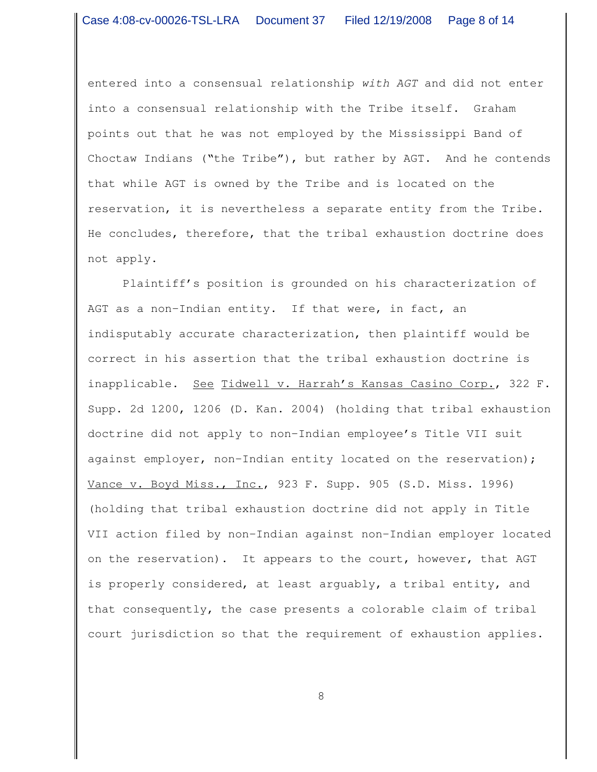entered into a consensual relationship *with AGT* and did not enter into a consensual relationship with the Tribe itself. Graham points out that he was not employed by the Mississippi Band of Choctaw Indians ("the Tribe"), but rather by AGT. And he contends that while AGT is owned by the Tribe and is located on the reservation, it is nevertheless a separate entity from the Tribe. He concludes, therefore, that the tribal exhaustion doctrine does not apply.

Plaintiff's position is grounded on his characterization of AGT as a non-Indian entity. If that were, in fact, an indisputably accurate characterization, then plaintiff would be correct in his assertion that the tribal exhaustion doctrine is inapplicable. See Tidwell v. Harrah's Kansas Casino Corp., 322 F. Supp. 2d 1200, 1206 (D. Kan. 2004) (holding that tribal exhaustion doctrine did not apply to non-Indian employee's Title VII suit against employer, non-Indian entity located on the reservation); Vance v. Boyd Miss., Inc., 923 F. Supp. 905 (S.D. Miss. 1996) (holding that tribal exhaustion doctrine did not apply in Title VII action filed by non-Indian against non-Indian employer located on the reservation). It appears to the court, however, that AGT is properly considered, at least arguably, a tribal entity, and that consequently, the case presents a colorable claim of tribal court jurisdiction so that the requirement of exhaustion applies.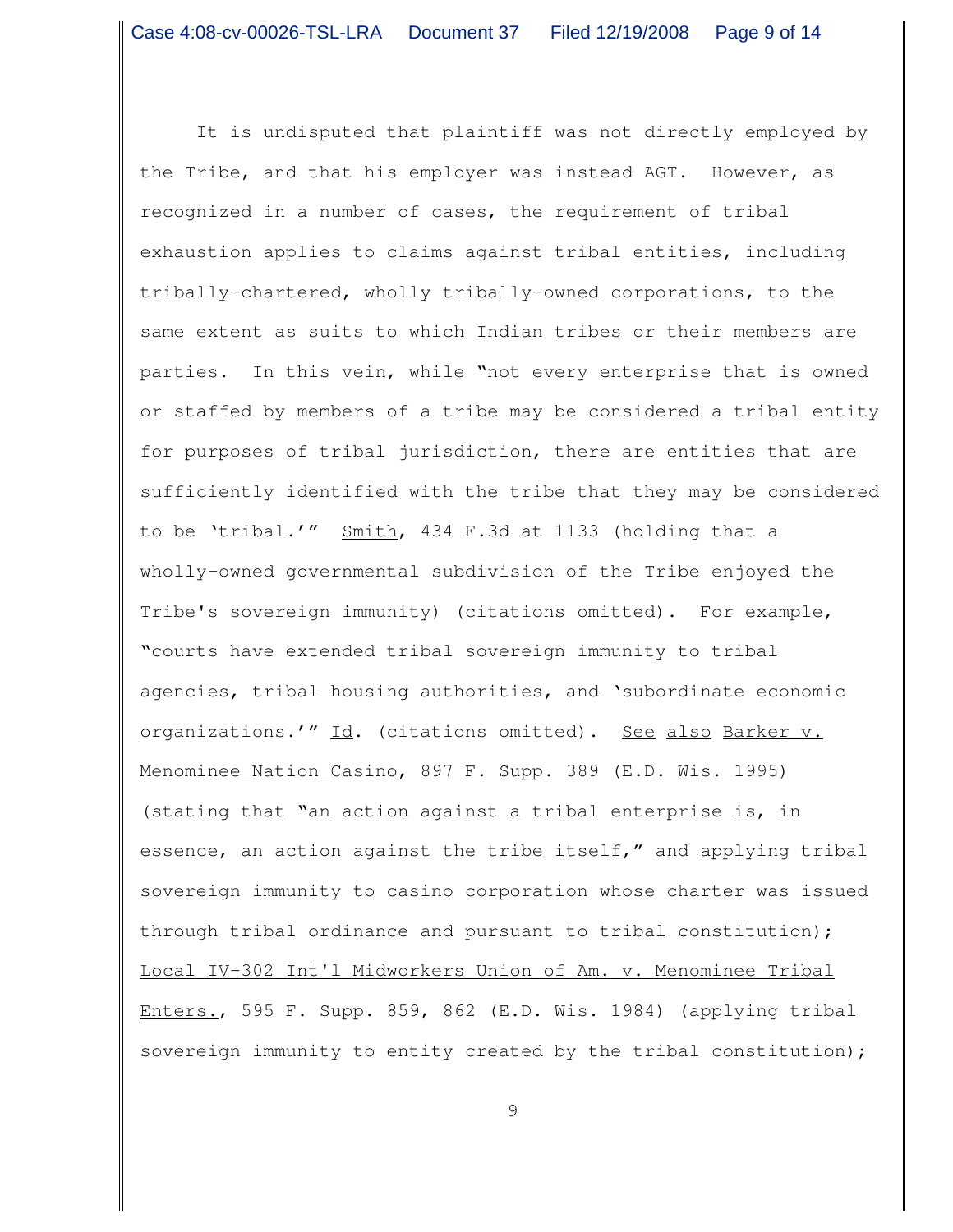It is undisputed that plaintiff was not directly employed by the Tribe, and that his employer was instead AGT. However, as recognized in a number of cases, the requirement of tribal exhaustion applies to claims against tribal entities, including tribally-chartered, wholly tribally-owned corporations, to the same extent as suits to which Indian tribes or their members are parties. In this vein, while "not every enterprise that is owned or staffed by members of a tribe may be considered a tribal entity for purposes of tribal jurisdiction, there are entities that are sufficiently identified with the tribe that they may be considered to be 'tribal.'" Smith, 434 F.3d at 1133 (holding that a wholly-owned governmental subdivision of the Tribe enjoyed the Tribe's sovereign immunity) (citations omitted). For example, "courts have extended tribal sovereign immunity to tribal agencies, tribal housing authorities, and 'subordinate economic organizations.'" Id. (citations omitted). See also Barker v. Menominee Nation Casino, 897 F. Supp. 389 (E.D. Wis. 1995) (stating that "an action against a tribal enterprise is, in essence, an action against the tribe itself," and applying tribal sovereign immunity to casino corporation whose charter was issued through tribal ordinance and pursuant to tribal constitution); Local IV-302 Int'l Midworkers Union of Am. v. Menominee Tribal Enters., 595 F. Supp. 859, 862 (E.D. Wis. 1984) (applying tribal sovereign immunity to entity created by the tribal constitution);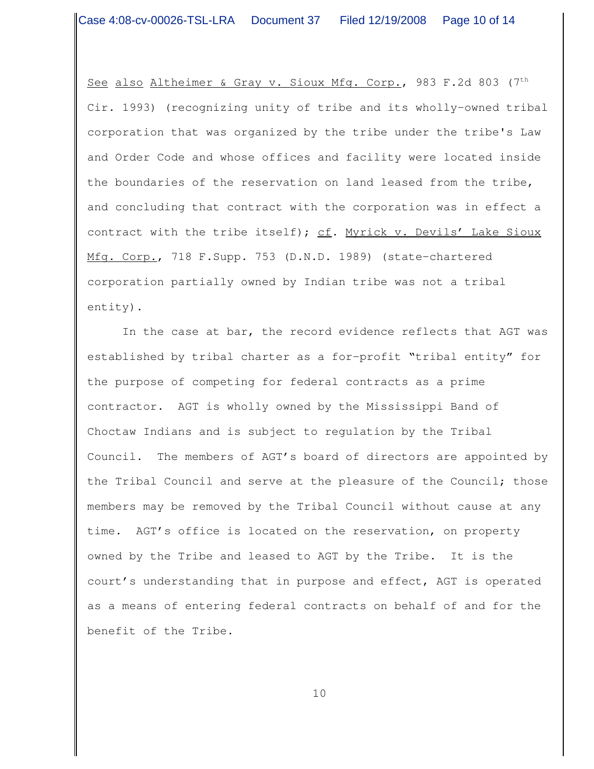See also Altheimer & Gray v. Sioux Mfg. Corp., 983 F.2d 803 (7th Cir. 1993) (recognizing unity of tribe and its wholly-owned tribal corporation that was organized by the tribe under the tribe's Law and Order Code and whose offices and facility were located inside the boundaries of the reservation on land leased from the tribe, and concluding that contract with the corporation was in effect a contract with the tribe itself); cf. Myrick v. Devils' Lake Sioux Mfg. Corp., 718 F.Supp. 753 (D.N.D. 1989) (state-chartered corporation partially owned by Indian tribe was not a tribal entity).

In the case at bar, the record evidence reflects that AGT was established by tribal charter as a for-profit "tribal entity" for the purpose of competing for federal contracts as a prime contractor. AGT is wholly owned by the Mississippi Band of Choctaw Indians and is subject to regulation by the Tribal Council. The members of AGT's board of directors are appointed by the Tribal Council and serve at the pleasure of the Council; those members may be removed by the Tribal Council without cause at any time. AGT's office is located on the reservation, on property owned by the Tribe and leased to AGT by the Tribe. It is the court's understanding that in purpose and effect, AGT is operated as a means of entering federal contracts on behalf of and for the benefit of the Tribe.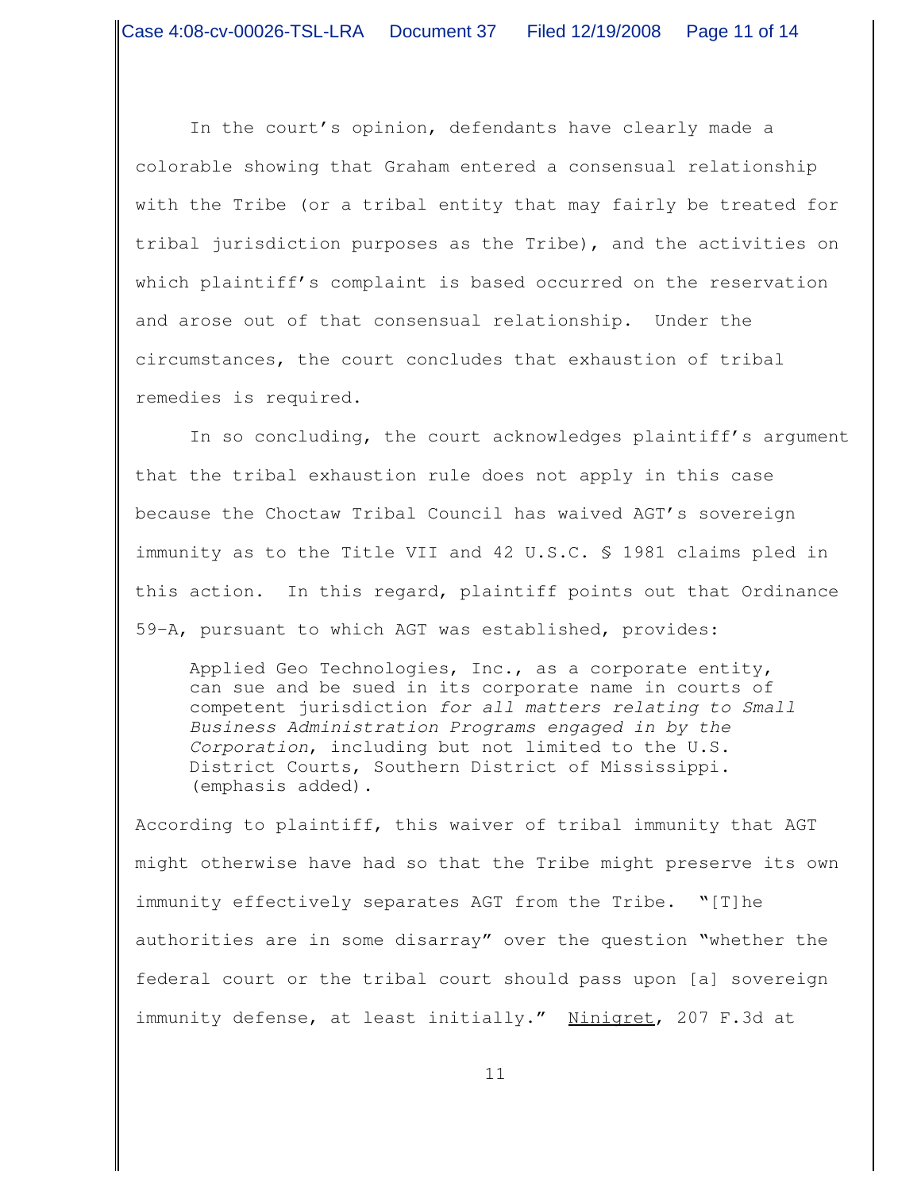In the court's opinion, defendants have clearly made a colorable showing that Graham entered a consensual relationship with the Tribe (or a tribal entity that may fairly be treated for tribal jurisdiction purposes as the Tribe), and the activities on which plaintiff's complaint is based occurred on the reservation and arose out of that consensual relationship. Under the circumstances, the court concludes that exhaustion of tribal remedies is required.

In so concluding, the court acknowledges plaintiff's argument that the tribal exhaustion rule does not apply in this case because the Choctaw Tribal Council has waived AGT's sovereign immunity as to the Title VII and 42 U.S.C. § 1981 claims pled in this action. In this regard, plaintiff points out that Ordinance 59-A, pursuant to which AGT was established, provides:

> Applied Geo Technologies, Inc., as a corporate entity, can sue and be sued in its corporate name in courts of competent jurisdiction *for all matters relating to Small Business Administration Programs engaged in by the Corporation*, including but not limited to the U.S. District Courts, Southern District of Mississippi. (emphasis added).

According to plaintiff, this waiver of tribal immunity that AGT might otherwise have had so that the Tribe might preserve its own immunity effectively separates AGT from the Tribe. "[T]he authorities are in some disarray" over the question "whether the federal court or the tribal court should pass upon [a] sovereign immunity defense, at least initially." Ninigret, 207 F.3d at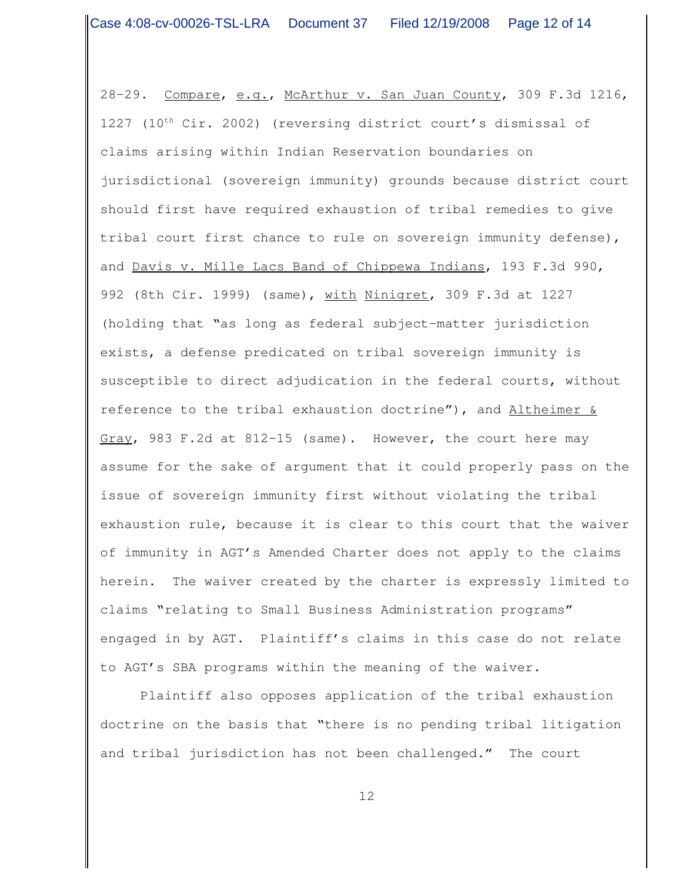28-29. Compare, e.g., McArthur v. San Juan County, 309 F.3d 1216, 1227 (10th Cir. 2002) (reversing district court's dismissal of claims arising within Indian Reservation boundaries on jurisdictional (sovereign immunity) grounds because district court should first have required exhaustion of tribal remedies to give tribal court first chance to rule on sovereign immunity defense), and Davis v. Mille Lacs Band of Chippewa Indians, 193 F.3d 990, 992 (8th Cir. 1999) (same), with Ninigret, 309 F.3d at 1227 (holding that "as long as federal subject-matter jurisdiction exists, a defense predicated on tribal sovereign immunity is susceptible to direct adjudication in the federal courts, without reference to the tribal exhaustion doctrine"), and Altheimer & Gray, 983 F.2d at 812-15 (same). However, the court here may assume for the sake of argument that it could properly pass on the issue of sovereign immunity first without violating the tribal exhaustion rule, because it is clear to this court that the waiver of immunity in AGT's Amended Charter does not apply to the claims herein. The waiver created by the charter is expressly limited to claims "relating to Small Business Administration programs" engaged in by AGT. Plaintiff's claims in this case do not relate to AGT's SBA programs within the meaning of the waiver.

Plaintiff also opposes application of the tribal exhaustion doctrine on the basis that "there is no pending tribal litigation and tribal jurisdiction has not been challenged." The court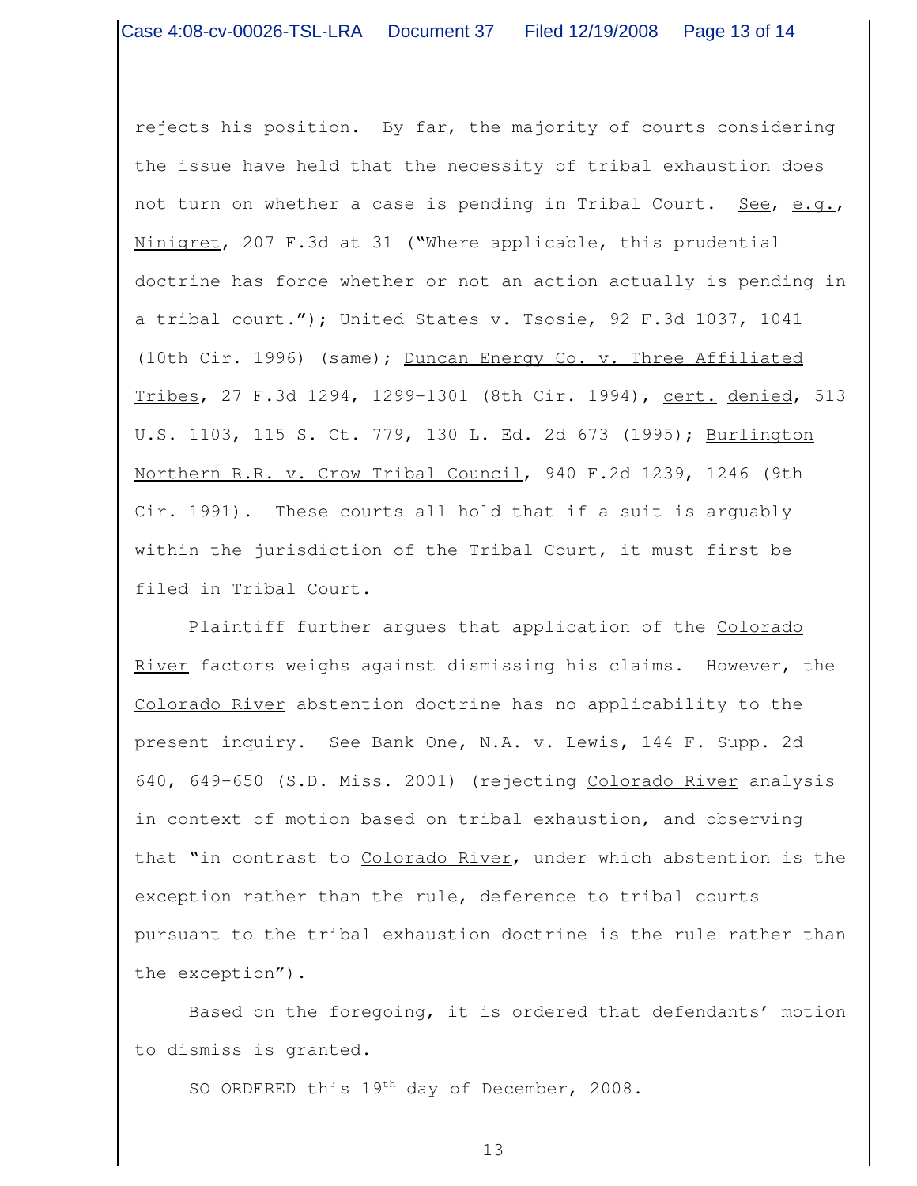rejects his position. By far, the majority of courts considering the issue have held that the necessity of tribal exhaustion does not turn on whether a case is pending in Tribal Court. See, e.g., Ninigret, 207 F.3d at 31 ("Where applicable, this prudential doctrine has force whether or not an action actually is pending in a tribal court."); United States v. Tsosie, 92 F.3d 1037, 1041 (10th Cir. 1996) (same); Duncan Energy Co. v. Three Affiliated Tribes, 27 F.3d 1294, 1299-1301 (8th Cir. 1994), cert. denied, 513 U.S. 1103, 115 S. Ct. 779, 130 L. Ed. 2d 673 (1995); Burlington Northern R.R. v. Crow Tribal Council, 940 F.2d 1239, 1246 (9th Cir. 1991). These courts all hold that if a suit is arguably within the jurisdiction of the Tribal Court, it must first be filed in Tribal Court.

Plaintiff further argues that application of the Colorado River factors weighs against dismissing his claims. However, the Colorado River abstention doctrine has no applicability to the present inquiry. See Bank One, N.A. v. Lewis, 144 F. Supp. 2d 640, 649-650 (S.D. Miss. 2001) (rejecting Colorado River analysis in context of motion based on tribal exhaustion, and observing that "in contrast to Colorado River, under which abstention is the exception rather than the rule, deference to tribal courts pursuant to the tribal exhaustion doctrine is the rule rather than the exception").

Based on the foregoing, it is ordered that defendants' motion to dismiss is granted.

SO ORDERED this 19th day of December, 2008.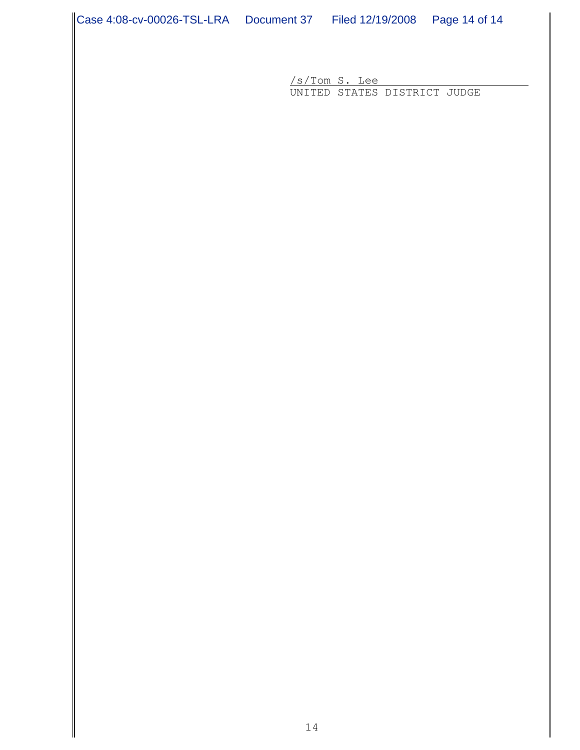/s/Tom S. Lee

UNITED STATES DISTRICT JUDGE